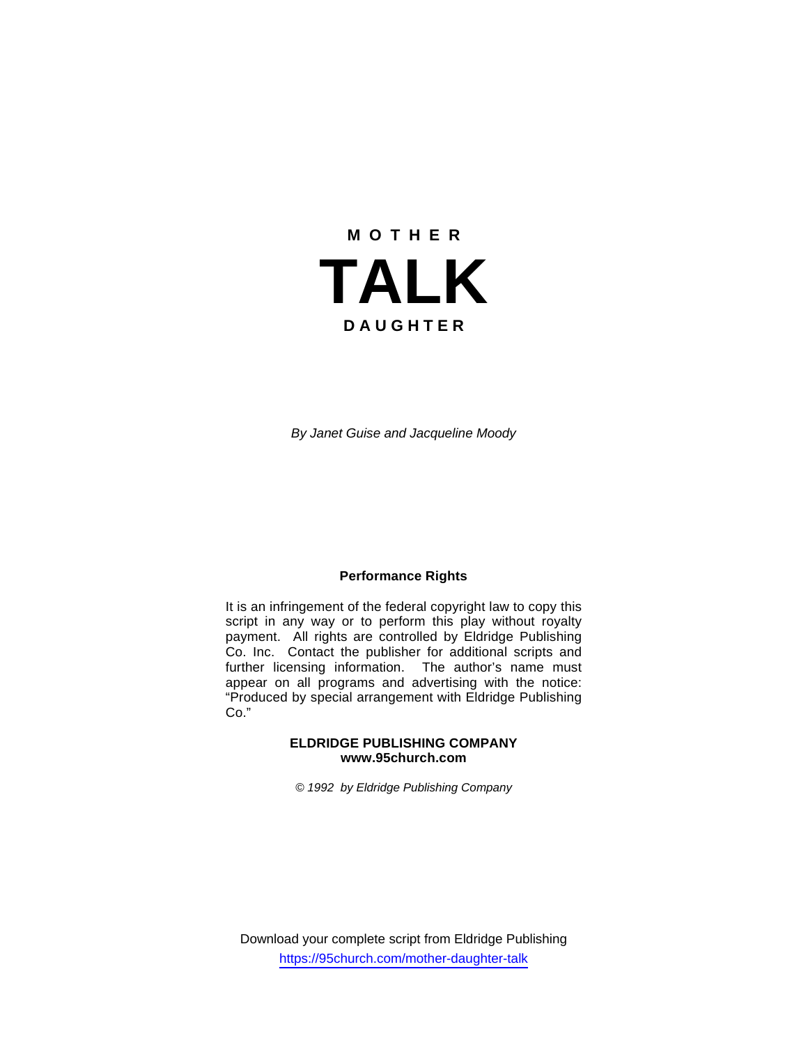**M O T H E R**

# TALK

**D A U G H T E R**

*By Janet Guise and Jacqueline Moody*

**Performance Rights**

It is an infringement of the federal copyright law to copy this script in any way or to perform this play without royalty payment. All rights are controlled by Eldridge Publishing Co. Inc. Contact the publisher for additional scripts and further licensing information. The author's name must appear on all programs and advertising with the notice: "Produced by special arrangement with Eldridge Publishing Co."

**ELDRIDGE PUBLISHING COMPANY**
**www.95church.com**

*© 1992 by Eldridge Publishing Company*

Download your complete script from Eldridge Publishing
https://95church.com/mother-daughter-talk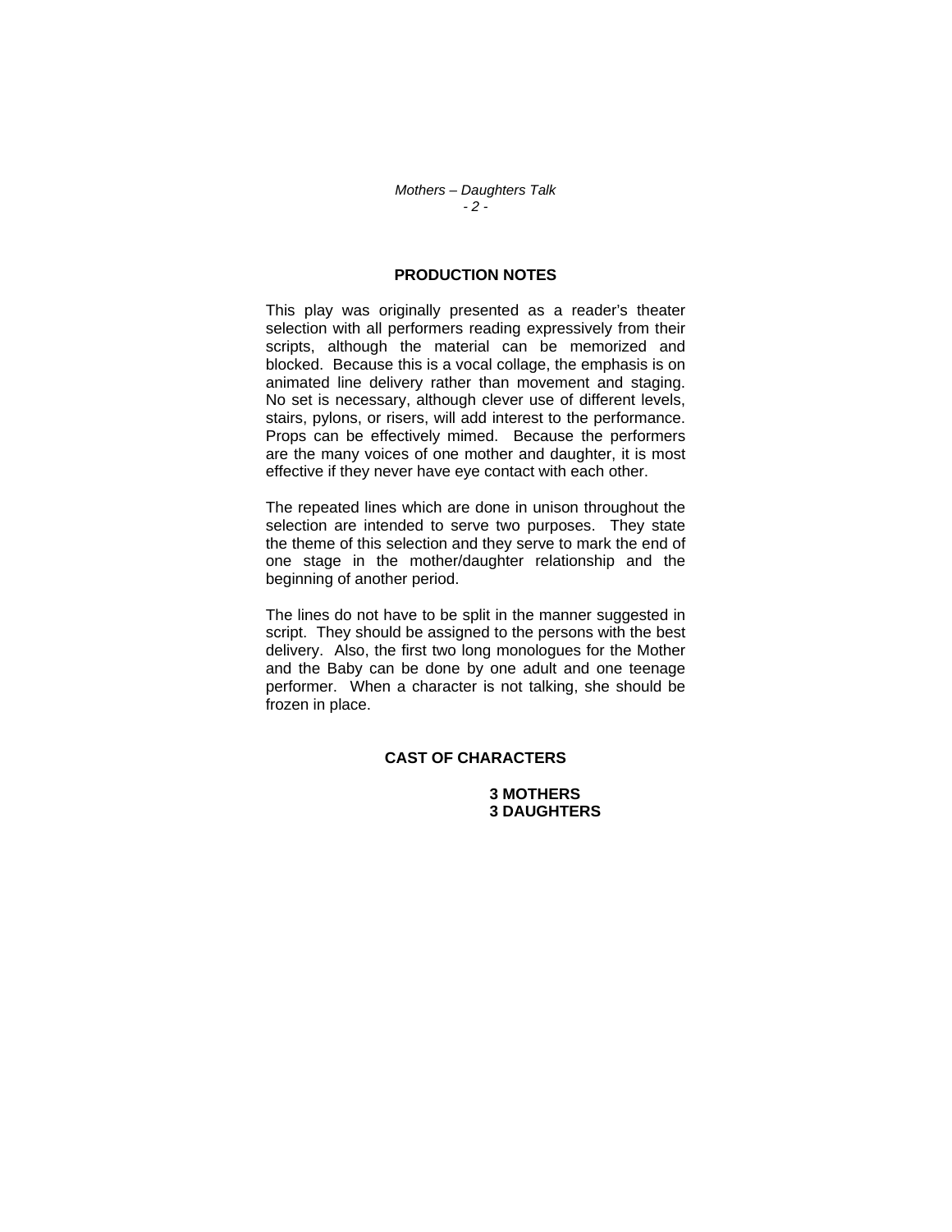## PRODUCTION NOTES

This play was originally presented as a reader's theater selection with all performers reading expressively from their scripts, although the material can be memorized and blocked. Because this is a vocal collage, the emphasis is on animated line delivery rather than movement and staging. No set is necessary, although clever use of different levels, stairs, pylons, or risers, will add interest to the performance. Props can be effectively mimed. Because the performers are the many voices of one mother and daughter, it is most effective if they never have eye contact with each other.

The repeated lines which are done in unison throughout the selection are intended to serve two purposes. They state the theme of this selection and they serve to mark the end of one stage in the mother/daughter relationship and the beginning of another period.

The lines do not have to be split in the manner suggested in script. They should be assigned to the persons with the best delivery. Also, the first two long monologues for the Mother and the Baby can be done by one adult and one teenage performer. When a character is not talking, she should be frozen in place.

## CAST OF CHARACTERS

**3 MOTHERS**
**3 DAUGHTERS**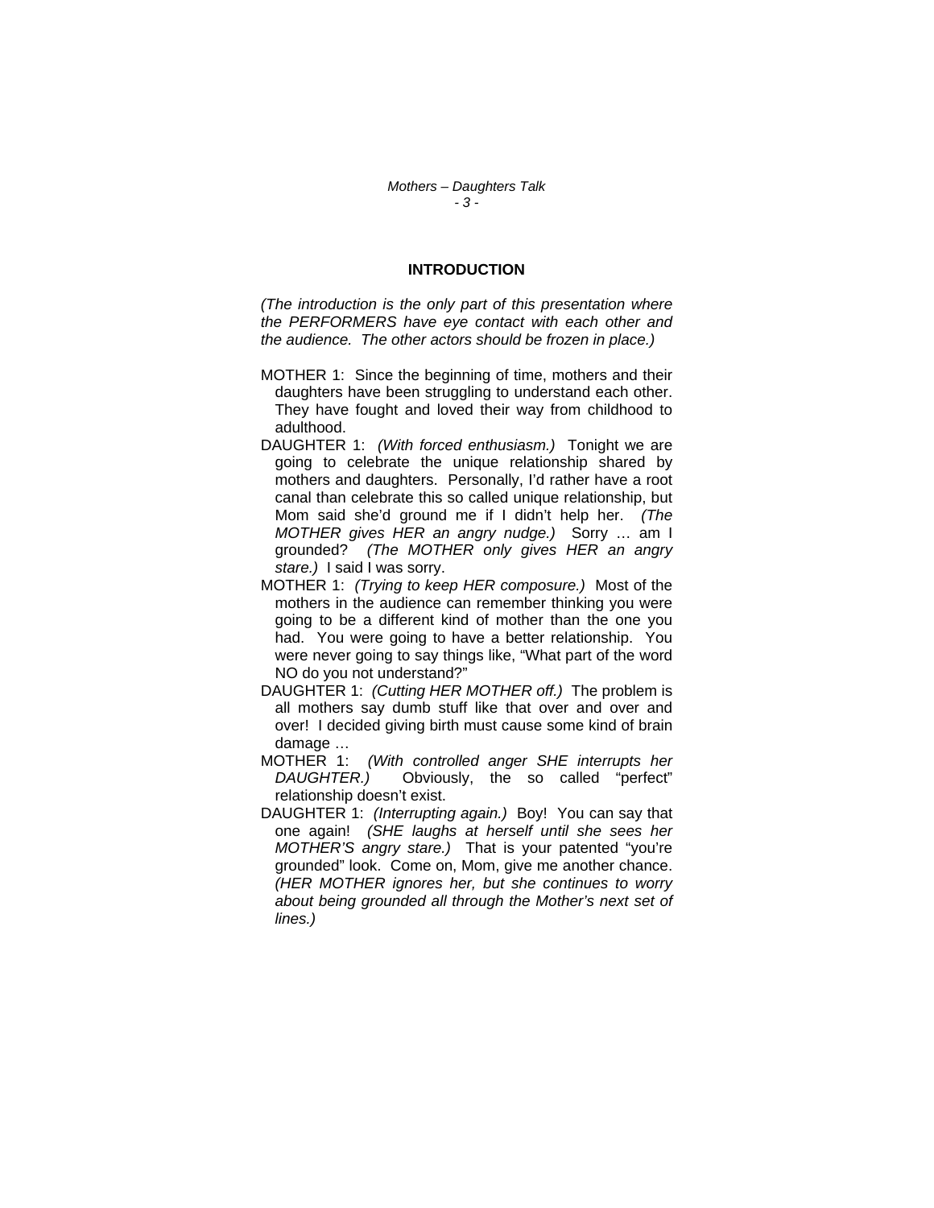## INTRODUCTION

*(The introduction is the only part of this presentation where the PERFORMERS have eye contact with each other and the audience. The other actors should be frozen in place.)*

MOTHER 1: Since the beginning of time, mothers and their daughters have been struggling to understand each other. They have fought and loved their way from childhood to adulthood.

DAUGHTER 1: *(With forced enthusiasm.)* Tonight we are going to celebrate the unique relationship shared by mothers and daughters. Personally, I'd rather have a root canal than celebrate this so called unique relationship, but Mom said she'd ground me if I didn't help her. *(The MOTHER gives HER an angry nudge.)* Sorry … am I grounded? *(The MOTHER only gives HER an angry stare.)* I said I was sorry.

MOTHER 1: *(Trying to keep HER composure.)* Most of the mothers in the audience can remember thinking you were going to be a different kind of mother than the one you had. You were going to have a better relationship. You were never going to say things like, "What part of the word NO do you not understand?"

DAUGHTER 1: *(Cutting HER MOTHER off.)* The problem is all mothers say dumb stuff like that over and over and over! I decided giving birth must cause some kind of brain damage …

MOTHER 1: *(With controlled anger SHE interrupts her DAUGHTER.)* Obviously, the so called "perfect" relationship doesn't exist.

DAUGHTER 1: *(Interrupting again.)* Boy! You can say that one again! *(SHE laughs at herself until she sees her MOTHER'S angry stare.)* That is your patented "you're grounded" look. Come on, Mom, give me another chance. *(HER MOTHER ignores her, but she continues to worry about being grounded all through the Mother's next set of lines.)*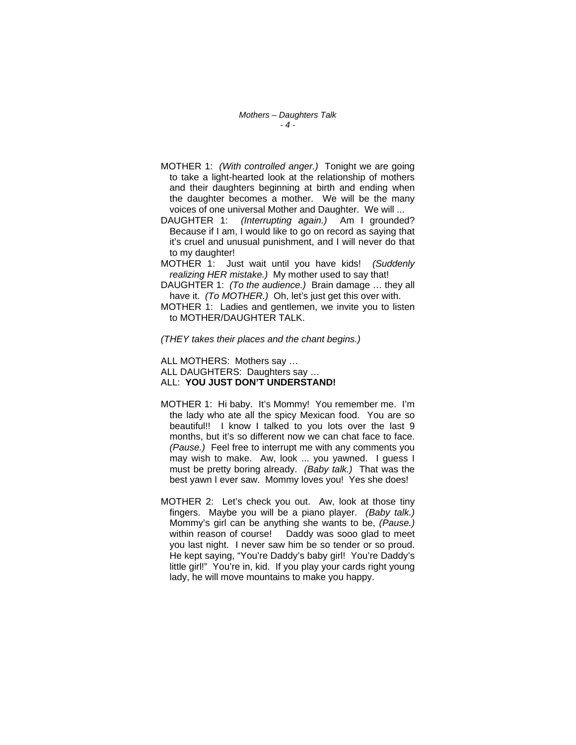MOTHER 1: *(With controlled anger.)* Tonight we are going to take a light-hearted look at the relationship of mothers and their daughters beginning at birth and ending when the daughter becomes a mother. We will be the many voices of one universal Mother and Daughter. We will ...

DAUGHTER 1: *(Interrupting again.)* Am I grounded? Because if I am, I would like to go on record as saying that it's cruel and unusual punishment, and I will never do that to my daughter!

MOTHER 1: Just wait until you have kids! *(Suddenly realizing HER mistake.)* My mother used to say that!

DAUGHTER 1: *(To the audience.)* Brain damage … they all have it. *(To MOTHER.)* Oh, let's just get this over with.

MOTHER 1: Ladies and gentlemen, we invite you to listen to MOTHER/DAUGHTER TALK.

*(THEY takes their places and the chant begins.)*

ALL MOTHERS: Mothers say …
ALL DAUGHTERS: Daughters say …
ALL: **YOU JUST DON'T UNDERSTAND!**

MOTHER 1: Hi baby. It's Mommy! You remember me. I'm the lady who ate all the spicy Mexican food. You are so beautiful!! I know I talked to you lots over the last 9 months, but it's so different now we can chat face to face. *(Pause.)* Feel free to interrupt me with any comments you may wish to make. Aw, look ... you yawned. I guess I must be pretty boring already. *(Baby talk.)* That was the best yawn I ever saw. Mommy loves you! Yes she does!

MOTHER 2: Let's check you out. Aw, look at those tiny fingers. Maybe you will be a piano player. *(Baby talk.)* Mommy's girl can be anything she wants to be, *(Pause.)* within reason of course! Daddy was sooo glad to meet you last night. I never saw him be so tender or so proud. He kept saying, "You're Daddy's baby girl! You're Daddy's little girl!" You're in, kid. If you play your cards right young lady, he will move mountains to make you happy.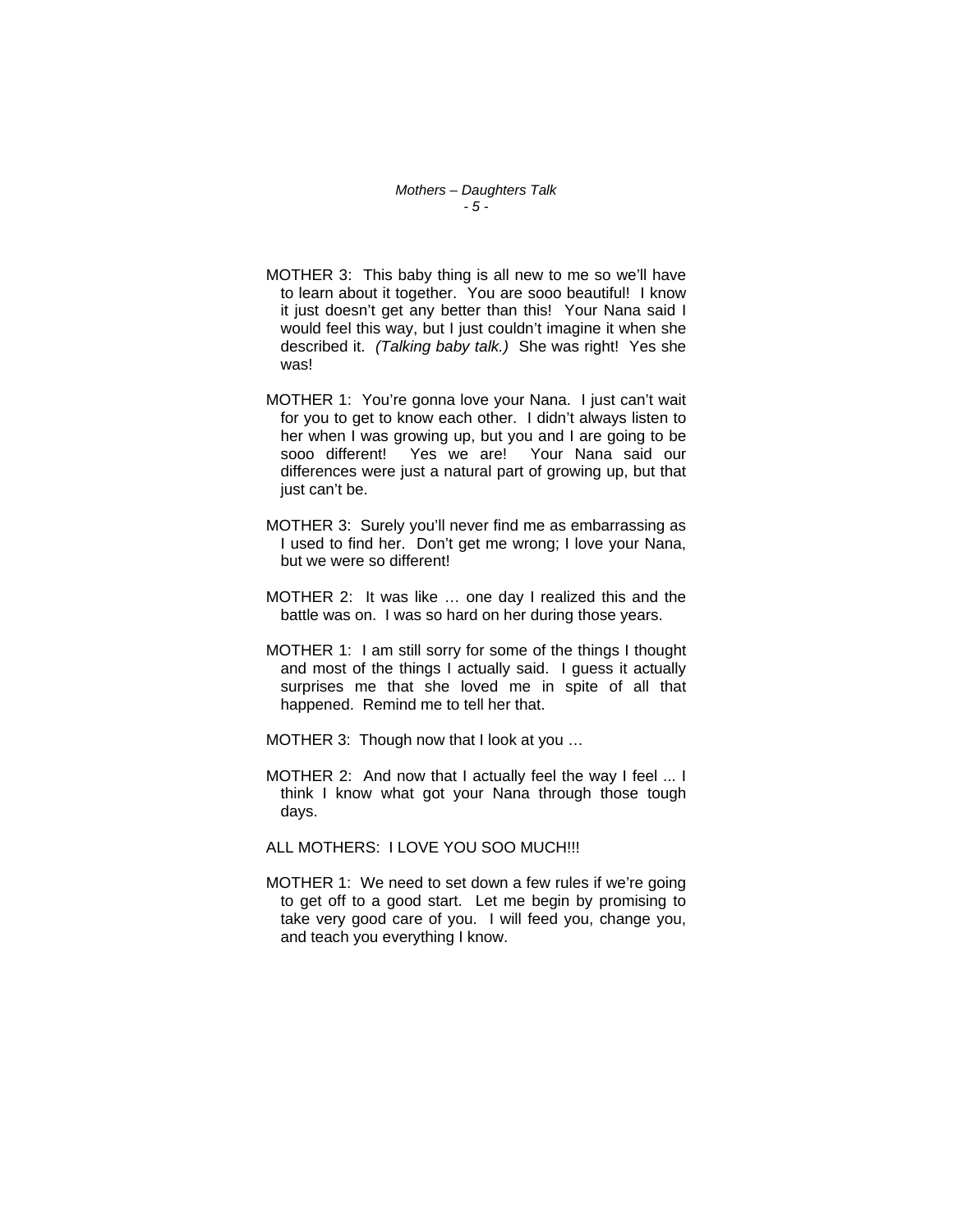MOTHER 3: This baby thing is all new to me so we'll have to learn about it together. You are sooo beautiful! I know it just doesn't get any better than this! Your Nana said I would feel this way, but I just couldn't imagine it when she described it. *(Talking baby talk.)* She was right! Yes she was!

MOTHER 1: You're gonna love your Nana. I just can't wait for you to get to know each other. I didn't always listen to her when I was growing up, but you and I are going to be sooo different! Yes we are! Your Nana said our differences were just a natural part of growing up, but that just can't be.

MOTHER 3: Surely you'll never find me as embarrassing as I used to find her. Don't get me wrong; I love your Nana, but we were so different!

MOTHER 2: It was like … one day I realized this and the battle was on. I was so hard on her during those years.

MOTHER 1: I am still sorry for some of the things I thought and most of the things I actually said. I guess it actually surprises me that she loved me in spite of all that happened. Remind me to tell her that.

MOTHER 3: Though now that I look at you …

MOTHER 2: And now that I actually feel the way I feel ... I think I know what got your Nana through those tough days.

ALL MOTHERS: I LOVE YOU SOO MUCH!!!

MOTHER 1: We need to set down a few rules if we're going to get off to a good start. Let me begin by promising to take very good care of you. I will feed you, change you, and teach you everything I know.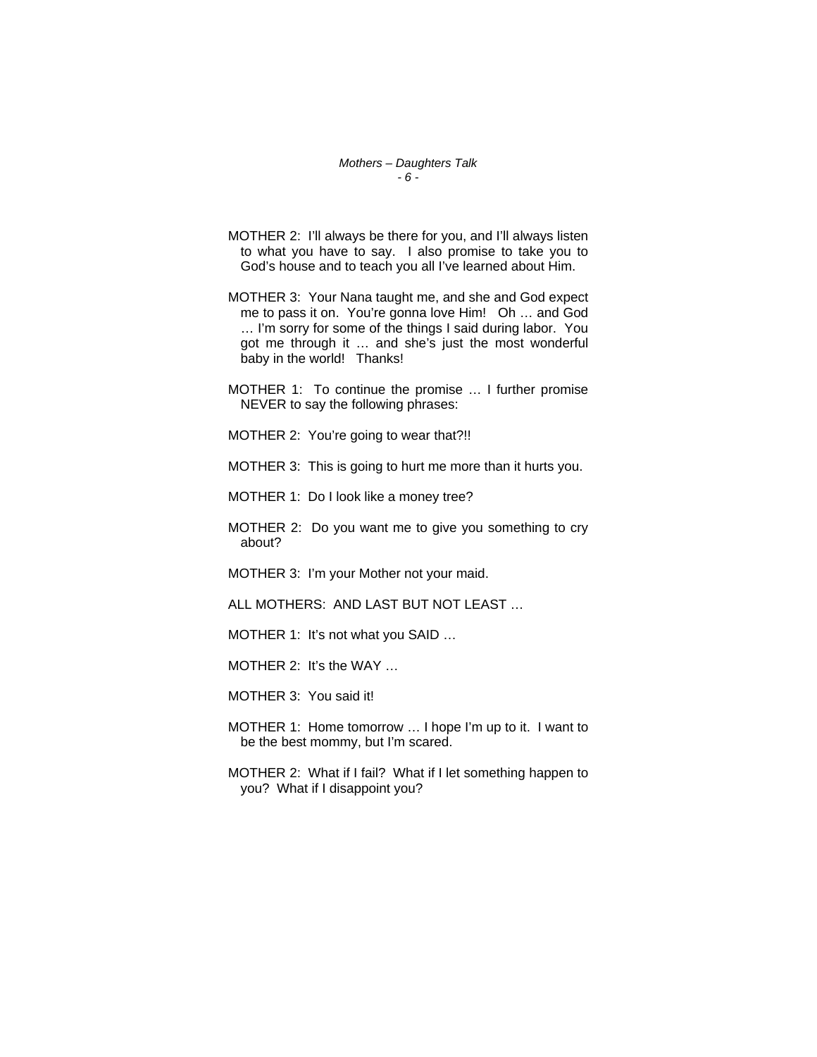MOTHER 2: I'll always be there for you, and I'll always listen to what you have to say. I also promise to take you to God's house and to teach you all I've learned about Him.

MOTHER 3: Your Nana taught me, and she and God expect me to pass it on. You're gonna love Him! Oh … and God … I'm sorry for some of the things I said during labor. You got me through it … and she's just the most wonderful baby in the world! Thanks!

MOTHER 1: To continue the promise … I further promise NEVER to say the following phrases:

MOTHER 2: You're going to wear that?!!

MOTHER 3: This is going to hurt me more than it hurts you.

MOTHER 1: Do I look like a money tree?

MOTHER 2: Do you want me to give you something to cry about?

MOTHER 3: I'm your Mother not your maid.

ALL MOTHERS: AND LAST BUT NOT LEAST …

MOTHER 1: It's not what you SAID …

MOTHER 2: It's the WAY …

MOTHER 3: You said it!

MOTHER 1: Home tomorrow … I hope I'm up to it. I want to be the best mommy, but I'm scared.

MOTHER 2: What if I fail? What if I let something happen to you? What if I disappoint you?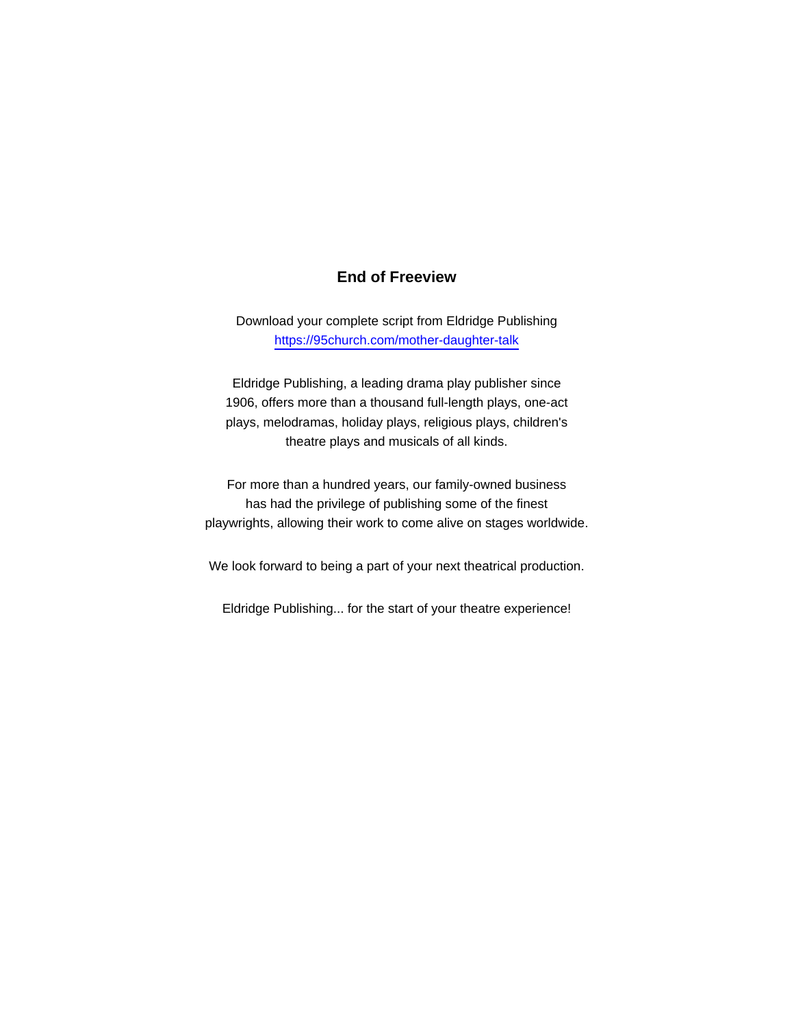## End of Freeview

Download your complete script from Eldridge Publishing
[https://95church.com/mother-daughter-talk](https://95church.com/mother-daughter-talk)

Eldridge Publishing, a leading drama play publisher since 1906, offers more than a thousand full-length plays, one-act plays, melodramas, holiday plays, religious plays, children's theatre plays and musicals of all kinds.

For more than a hundred years, our family-owned business has had the privilege of publishing some of the finest playwrights, allowing their work to come alive on stages worldwide.

We look forward to being a part of your next theatrical production.

Eldridge Publishing... for the start of your theatre experience!